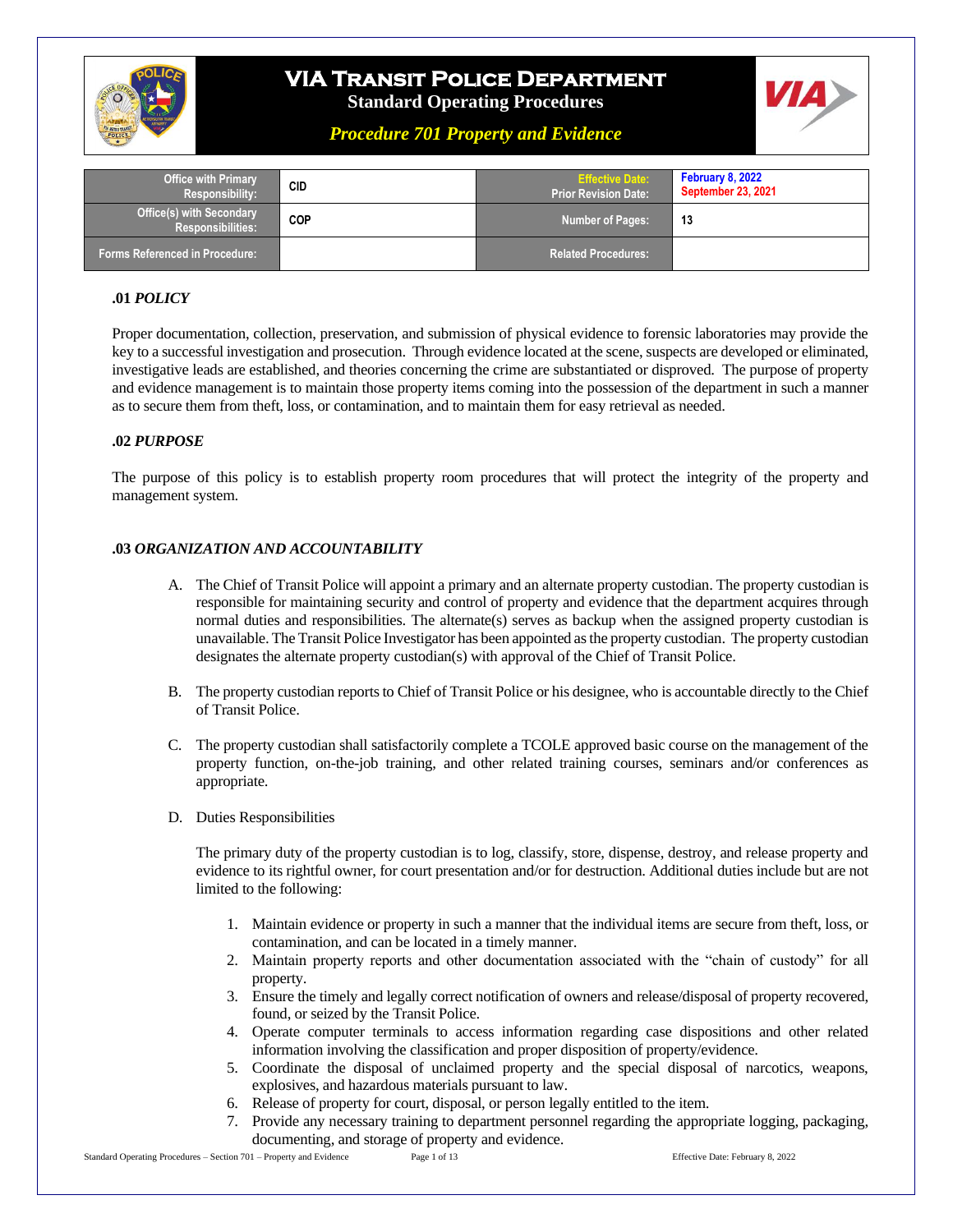# VIA Transit Police Department

**Standard Operating Procedures**

***Procedure 701 Property and Evidence***

| Office with Primary Responsibility: | CID | Effective Date: Prior Revision Date: | February 8, 2022 September 23, 2021 |
|---|---|---|---|
| Office(s) with Secondary Responsibilities: | COP | Number of Pages: | 13 |
| Forms Referenced in Procedure: | | Related Procedures: | |

### .01 *POLICY*

Proper documentation, collection, preservation, and submission of physical evidence to forensic laboratories may provide the key to a successful investigation and prosecution. Through evidence located at the scene, suspects are developed or eliminated, investigative leads are established, and theories concerning the crime are substantiated or disproved. The purpose of property and evidence management is to maintain those property items coming into the possession of the department in such a manner as to secure them from theft, loss, or contamination, and to maintain them for easy retrieval as needed.

### .02 *PURPOSE*

The purpose of this policy is to establish property room procedures that will protect the integrity of the property and management system.

### .03 *ORGANIZATION AND ACCOUNTABILITY*

A. The Chief of Transit Police will appoint a primary and an alternate property custodian. The property custodian is responsible for maintaining security and control of property and evidence that the department acquires through normal duties and responsibilities. The alternate(s) serves as backup when the assigned property custodian is unavailable. The Transit Police Investigator has been appointed as the property custodian. The property custodian designates the alternate property custodian(s) with approval of the Chief of Transit Police.

B. The property custodian reports to Chief of Transit Police or his designee, who is accountable directly to the Chief of Transit Police.

C. The property custodian shall satisfactorily complete a TCOLE approved basic course on the management of the property function, on-the-job training, and other related training courses, seminars and/or conferences as appropriate.

D. Duties Responsibilities

The primary duty of the property custodian is to log, classify, store, dispense, destroy, and release property and evidence to its rightful owner, for court presentation and/or for destruction. Additional duties include but are not limited to the following:

1. Maintain evidence or property in such a manner that the individual items are secure from theft, loss, or contamination, and can be located in a timely manner.
2. Maintain property reports and other documentation associated with the "chain of custody" for all property.
3. Ensure the timely and legally correct notification of owners and release/disposal of property recovered, found, or seized by the Transit Police.
4. Operate computer terminals to access information regarding case dispositions and other related information involving the classification and proper disposition of property/evidence.
5. Coordinate the disposal of unclaimed property and the special disposal of narcotics, weapons, explosives, and hazardous materials pursuant to law.
6. Release of property for court, disposal, or person legally entitled to the item.
7. Provide any necessary training to department personnel regarding the appropriate logging, packaging, documenting, and storage of property and evidence.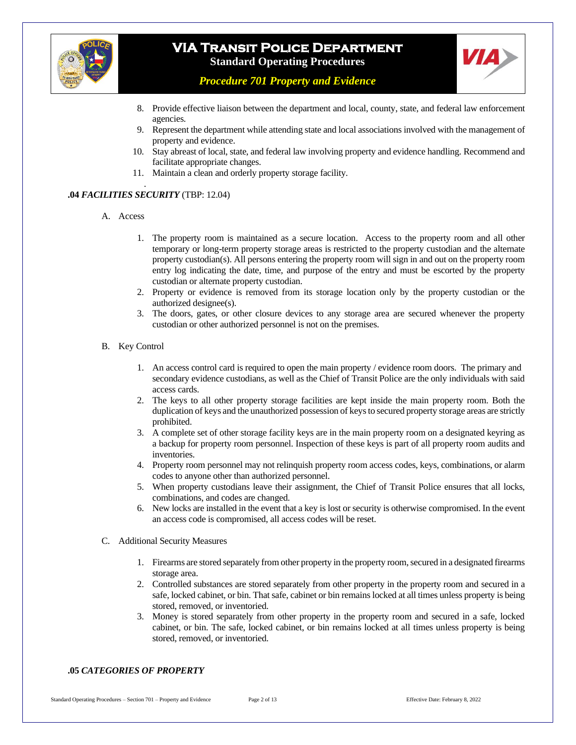8. Provide effective liaison between the department and local, county, state, and federal law enforcement agencies.
9. Represent the department while attending state and local associations involved with the management of property and evidence.
10. Stay abreast of local, state, and federal law involving property and evidence handling. Recommend and facilitate appropriate changes.
11. Maintain a clean and orderly property storage facility.

**.04** ***FACILITIES SECURITY*** (TBP: 12.04)

A. Access

1. The property room is maintained as a secure location. Access to the property room and all other temporary or long-term property storage areas is restricted to the property custodian and the alternate property custodian(s). All persons entering the property room will sign in and out on the property room entry log indicating the date, time, and purpose of the entry and must be escorted by the property custodian or alternate property custodian.
2. Property or evidence is removed from its storage location only by the property custodian or the authorized designee(s).
3. The doors, gates, or other closure devices to any storage area are secured whenever the property custodian or other authorized personnel is not on the premises.

B. Key Control

1. An access control card is required to open the main property / evidence room doors. The primary and secondary evidence custodians, as well as the Chief of Transit Police are the only individuals with said access cards.
2. The keys to all other property storage facilities are kept inside the main property room. Both the duplication of keys and the unauthorized possession of keys to secured property storage areas are strictly prohibited.
3. A complete set of other storage facility keys are in the main property room on a designated keyring as a backup for property room personnel. Inspection of these keys is part of all property room audits and inventories.
4. Property room personnel may not relinquish property room access codes, keys, combinations, or alarm codes to anyone other than authorized personnel.
5. When property custodians leave their assignment, the Chief of Transit Police ensures that all locks, combinations, and codes are changed.
6. New locks are installed in the event that a key is lost or security is otherwise compromised. In the event an access code is compromised, all access codes will be reset.

C. Additional Security Measures

1. Firearms are stored separately from other property in the property room, secured in a designated firearms storage area.
2. Controlled substances are stored separately from other property in the property room and secured in a safe, locked cabinet, or bin. That safe, cabinet or bin remains locked at all times unless property is being stored, removed, or inventoried.
3. Money is stored separately from other property in the property room and secured in a safe, locked cabinet, or bin. The safe, locked cabinet, or bin remains locked at all times unless property is being stored, removed, or inventoried.

**.05** ***CATEGORIES OF PROPERTY***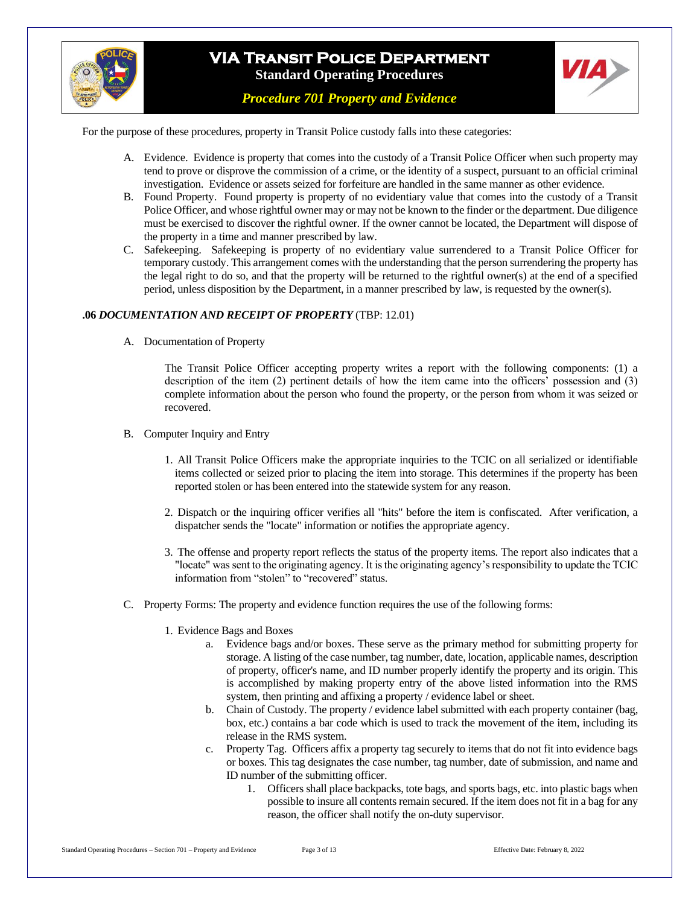For the purpose of these procedures, property in Transit Police custody falls into these categories:

A. Evidence. Evidence is property that comes into the custody of a Transit Police Officer when such property may tend to prove or disprove the commission of a crime, or the identity of a suspect, pursuant to an official criminal investigation. Evidence or assets seized for forfeiture are handled in the same manner as other evidence.
B. Found Property. Found property is property of no evidentiary value that comes into the custody of a Transit Police Officer, and whose rightful owner may or may not be known to the finder or the department. Due diligence must be exercised to discover the rightful owner. If the owner cannot be located, the Department will dispose of the property in a time and manner prescribed by law.
C. Safekeeping. Safekeeping is property of no evidentiary value surrendered to a Transit Police Officer for temporary custody. This arrangement comes with the understanding that the person surrendering the property has the legal right to do so, and that the property will be returned to the rightful owner(s) at the end of a specified period, unless disposition by the Department, in a manner prescribed by law, is requested by the owner(s).

**.06 *DOCUMENTATION AND RECEIPT OF PROPERTY*** (TBP: 12.01)

A. Documentation of Property

   The Transit Police Officer accepting property writes a report with the following components: (1) a description of the item (2) pertinent details of how the item came into the officers' possession and (3) complete information about the person who found the property, or the person from whom it was seized or recovered.

B. Computer Inquiry and Entry

   1. All Transit Police Officers make the appropriate inquiries to the TCIC on all serialized or identifiable items collected or seized prior to placing the item into storage. This determines if the property has been reported stolen or has been entered into the statewide system for any reason.

   2. Dispatch or the inquiring officer verifies all "hits" before the item is confiscated. After verification, a dispatcher sends the "locate" information or notifies the appropriate agency.

   3. The offense and property report reflects the status of the property items. The report also indicates that a "locate" was sent to the originating agency. It is the originating agency's responsibility to update the TCIC information from "stolen" to "recovered" status.

C. Property Forms: The property and evidence function requires the use of the following forms:

   1. Evidence Bags and Boxes
      a. Evidence bags and/or boxes. These serve as the primary method for submitting property for storage. A listing of the case number, tag number, date, location, applicable names, description of property, officer's name, and ID number properly identify the property and its origin. This is accomplished by making property entry of the above listed information into the RMS system, then printing and affixing a property / evidence label or sheet.
      b. Chain of Custody. The property / evidence label submitted with each property container (bag, box, etc.) contains a bar code which is used to track the movement of the item, including its release in the RMS system.
      c. Property Tag. Officers affix a property tag securely to items that do not fit into evidence bags or boxes. This tag designates the case number, tag number, date of submission, and name and ID number of the submitting officer.
         1. Officers shall place backpacks, tote bags, and sports bags, etc. into plastic bags when possible to insure all contents remain secured. If the item does not fit in a bag for any reason, the officer shall notify the on-duty supervisor.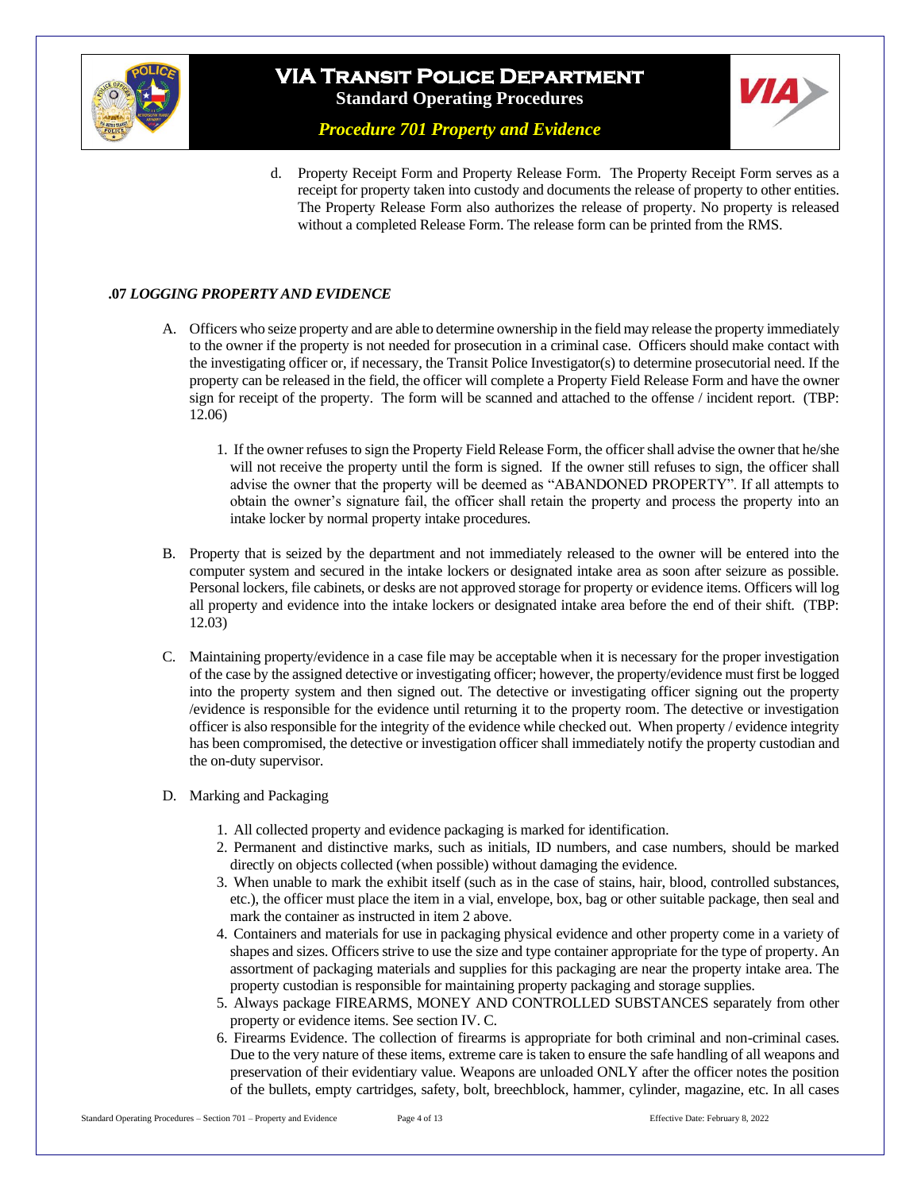d. Property Receipt Form and Property Release Form. The Property Receipt Form serves as a receipt for property taken into custody and documents the release of property to other entities. The Property Release Form also authorizes the release of property. No property is released without a completed Release Form. The release form can be printed from the RMS.

### .07 *LOGGING PROPERTY AND EVIDENCE*

A. Officers who seize property and are able to determine ownership in the field may release the property immediately to the owner if the property is not needed for prosecution in a criminal case. Officers should make contact with the investigating officer or, if necessary, the Transit Police Investigator(s) to determine prosecutorial need. If the property can be released in the field, the officer will complete a Property Field Release Form and have the owner sign for receipt of the property. The form will be scanned and attached to the offense / incident report. (TBP: 12.06)

   1. If the owner refuses to sign the Property Field Release Form, the officer shall advise the owner that he/she will not receive the property until the form is signed. If the owner still refuses to sign, the officer shall advise the owner that the property will be deemed as "ABANDONED PROPERTY". If all attempts to obtain the owner's signature fail, the officer shall retain the property and process the property into an intake locker by normal property intake procedures.

B. Property that is seized by the department and not immediately released to the owner will be entered into the computer system and secured in the intake lockers or designated intake area as soon after seizure as possible. Personal lockers, file cabinets, or desks are not approved storage for property or evidence items. Officers will log all property and evidence into the intake lockers or designated intake area before the end of their shift. (TBP: 12.03)

C. Maintaining property/evidence in a case file may be acceptable when it is necessary for the proper investigation of the case by the assigned detective or investigating officer; however, the property/evidence must first be logged into the property system and then signed out. The detective or investigating officer signing out the property /evidence is responsible for the evidence until returning it to the property room. The detective or investigation officer is also responsible for the integrity of the evidence while checked out. When property / evidence integrity has been compromised, the detective or investigation officer shall immediately notify the property custodian and the on-duty supervisor.

D. Marking and Packaging

   1. All collected property and evidence packaging is marked for identification.
   2. Permanent and distinctive marks, such as initials, ID numbers, and case numbers, should be marked directly on objects collected (when possible) without damaging the evidence.
   3. When unable to mark the exhibit itself (such as in the case of stains, hair, blood, controlled substances, etc.), the officer must place the item in a vial, envelope, box, bag or other suitable package, then seal and mark the container as instructed in item 2 above.
   4. Containers and materials for use in packaging physical evidence and other property come in a variety of shapes and sizes. Officers strive to use the size and type container appropriate for the type of property. An assortment of packaging materials and supplies for this packaging are near the property intake area. The property custodian is responsible for maintaining property packaging and storage supplies.
   5. Always package FIREARMS, MONEY AND CONTROLLED SUBSTANCES separately from other property or evidence items. See section IV. C.
   6. Firearms Evidence. The collection of firearms is appropriate for both criminal and non-criminal cases. Due to the very nature of these items, extreme care is taken to ensure the safe handling of all weapons and preservation of their evidentiary value. Weapons are unloaded ONLY after the officer notes the position of the bullets, empty cartridges, safety, bolt, breechblock, hammer, cylinder, magazine, etc. In all cases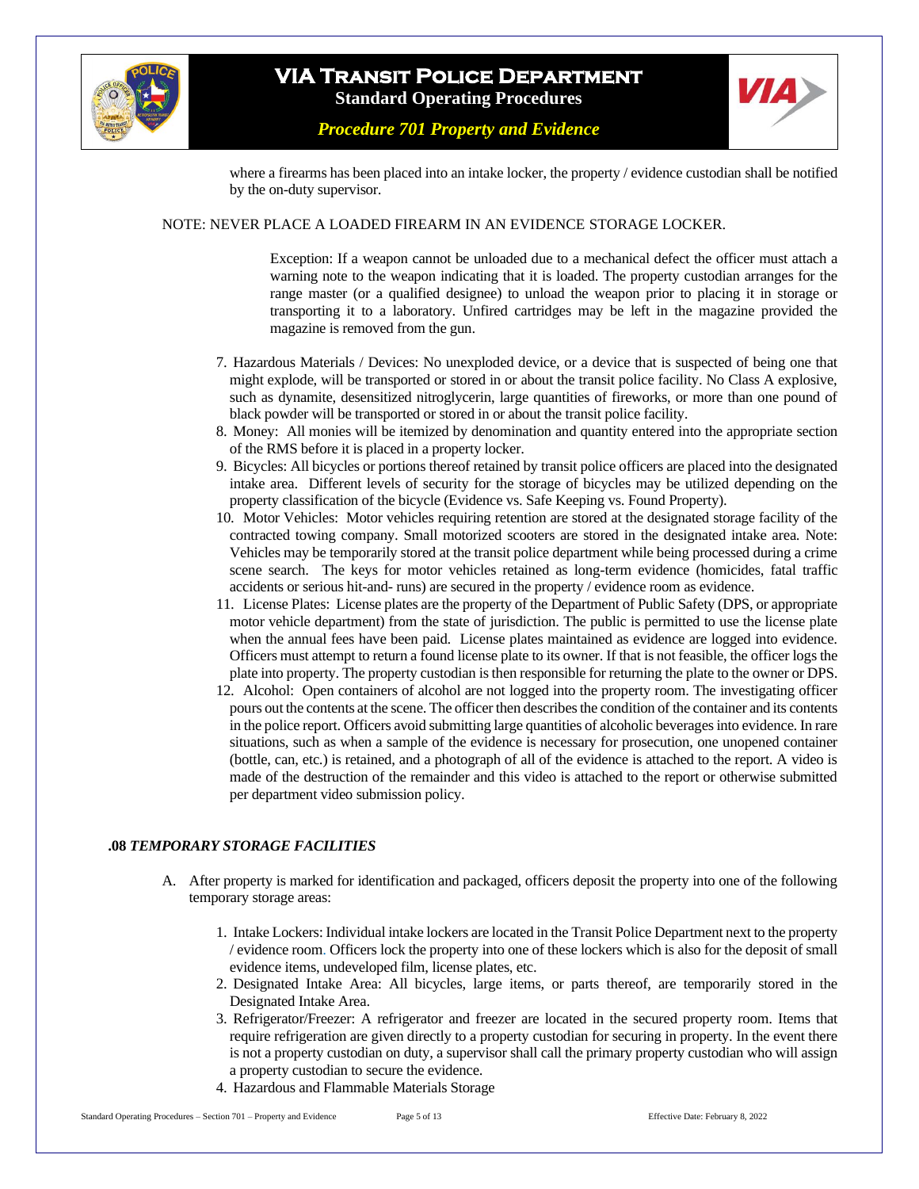where a firearms has been placed into an intake locker, the property / evidence custodian shall be notified by the on-duty supervisor.

NOTE: NEVER PLACE A LOADED FIREARM IN AN EVIDENCE STORAGE LOCKER.

> Exception: If a weapon cannot be unloaded due to a mechanical defect the officer must attach a warning note to the weapon indicating that it is loaded. The property custodian arranges for the range master (or a qualified designee) to unload the weapon prior to placing it in storage or transporting it to a laboratory. Unfired cartridges may be left in the magazine provided the magazine is removed from the gun.

7. Hazardous Materials / Devices: No unexploded device, or a device that is suspected of being one that might explode, will be transported or stored in or about the transit police facility. No Class A explosive, such as dynamite, desensitized nitroglycerin, large quantities of fireworks, or more than one pound of black powder will be transported or stored in or about the transit police facility.
8. Money: All monies will be itemized by denomination and quantity entered into the appropriate section of the RMS before it is placed in a property locker.
9. Bicycles: All bicycles or portions thereof retained by transit police officers are placed into the designated intake area. Different levels of security for the storage of bicycles may be utilized depending on the property classification of the bicycle (Evidence vs. Safe Keeping vs. Found Property).
10. Motor Vehicles: Motor vehicles requiring retention are stored at the designated storage facility of the contracted towing company. Small motorized scooters are stored in the designated intake area. Note: Vehicles may be temporarily stored at the transit police department while being processed during a crime scene search. The keys for motor vehicles retained as long-term evidence (homicides, fatal traffic accidents or serious hit-and- runs) are secured in the property / evidence room as evidence.
11. License Plates: License plates are the property of the Department of Public Safety (DPS, or appropriate motor vehicle department) from the state of jurisdiction. The public is permitted to use the license plate when the annual fees have been paid. License plates maintained as evidence are logged into evidence. Officers must attempt to return a found license plate to its owner. If that is not feasible, the officer logs the plate into property. The property custodian is then responsible for returning the plate to the owner or DPS.
12. Alcohol: Open containers of alcohol are not logged into the property room. The investigating officer pours out the contents at the scene. The officer then describes the condition of the container and its contents in the police report. Officers avoid submitting large quantities of alcoholic beverages into evidence. In rare situations, such as when a sample of the evidence is necessary for prosecution, one unopened container (bottle, can, etc.) is retained, and a photograph of all of the evidence is attached to the report. A video is made of the destruction of the remainder and this video is attached to the report or otherwise submitted per department video submission policy.

## .08 *TEMPORARY STORAGE FACILITIES*

A. After property is marked for identification and packaged, officers deposit the property into one of the following temporary storage areas:

   1. Intake Lockers: Individual intake lockers are located in the Transit Police Department next to the property / evidence room. Officers lock the property into one of these lockers which is also for the deposit of small evidence items, undeveloped film, license plates, etc.
   2. Designated Intake Area: All bicycles, large items, or parts thereof, are temporarily stored in the Designated Intake Area.
   3. Refrigerator/Freezer: A refrigerator and freezer are located in the secured property room. Items that require refrigeration are given directly to a property custodian for securing in property. In the event there is not a property custodian on duty, a supervisor shall call the primary property custodian who will assign a property custodian to secure the evidence.
   4. Hazardous and Flammable Materials Storage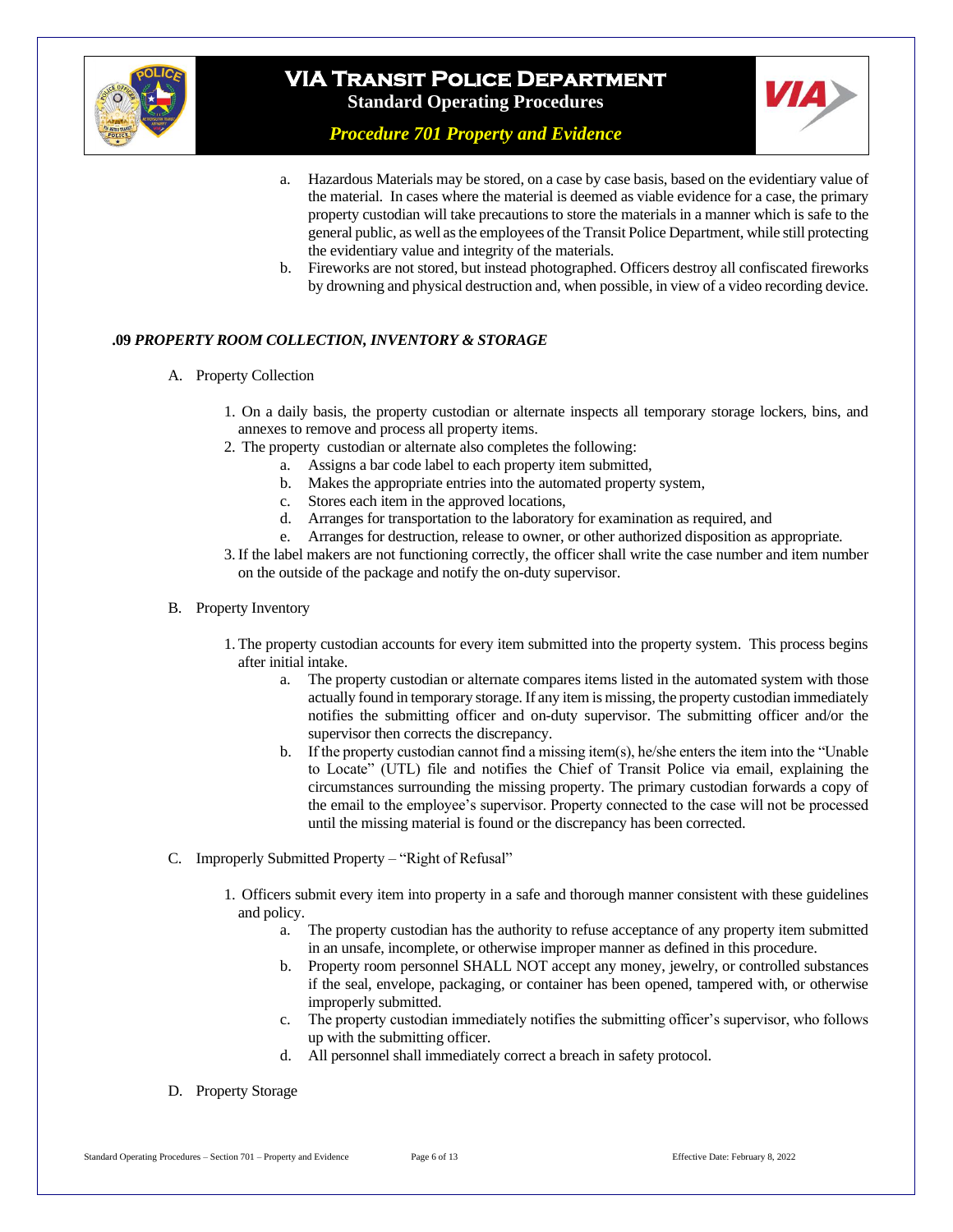a. Hazardous Materials may be stored, on a case by case basis, based on the evidentiary value of the material. In cases where the material is deemed as viable evidence for a case, the primary property custodian will take precautions to store the materials in a manner which is safe to the general public, as well as the employees of the Transit Police Department, while still protecting the evidentiary value and integrity of the materials.
b. Fireworks are not stored, but instead photographed. Officers destroy all confiscated fireworks by drowning and physical destruction and, when possible, in view of a video recording device.

### .09 *PROPERTY ROOM COLLECTION, INVENTORY & STORAGE*

A. Property Collection

1. On a daily basis, the property custodian or alternate inspects all temporary storage lockers, bins, and annexes to remove and process all property items.
2. The property custodian or alternate also completes the following:
   a. Assigns a bar code label to each property item submitted,
   b. Makes the appropriate entries into the automated property system,
   c. Stores each item in the approved locations,
   d. Arranges for transportation to the laboratory for examination as required, and
   e. Arranges for destruction, release to owner, or other authorized disposition as appropriate.
3. If the label makers are not functioning correctly, the officer shall write the case number and item number on the outside of the package and notify the on-duty supervisor.

B. Property Inventory

1. The property custodian accounts for every item submitted into the property system. This process begins after initial intake.
   a. The property custodian or alternate compares items listed in the automated system with those actually found in temporary storage. If any item is missing, the property custodian immediately notifies the submitting officer and on-duty supervisor. The submitting officer and/or the supervisor then corrects the discrepancy.
   b. If the property custodian cannot find a missing item(s), he/she enters the item into the "Unable to Locate" (UTL) file and notifies the Chief of Transit Police via email, explaining the circumstances surrounding the missing property. The primary custodian forwards a copy of the email to the employee's supervisor. Property connected to the case will not be processed until the missing material is found or the discrepancy has been corrected.

C. Improperly Submitted Property – "Right of Refusal"

1. Officers submit every item into property in a safe and thorough manner consistent with these guidelines and policy.
   a. The property custodian has the authority to refuse acceptance of any property item submitted in an unsafe, incomplete, or otherwise improper manner as defined in this procedure.
   b. Property room personnel SHALL NOT accept any money, jewelry, or controlled substances if the seal, envelope, packaging, or container has been opened, tampered with, or otherwise improperly submitted.
   c. The property custodian immediately notifies the submitting officer's supervisor, who follows up with the submitting officer.
   d. All personnel shall immediately correct a breach in safety protocol.

D. Property Storage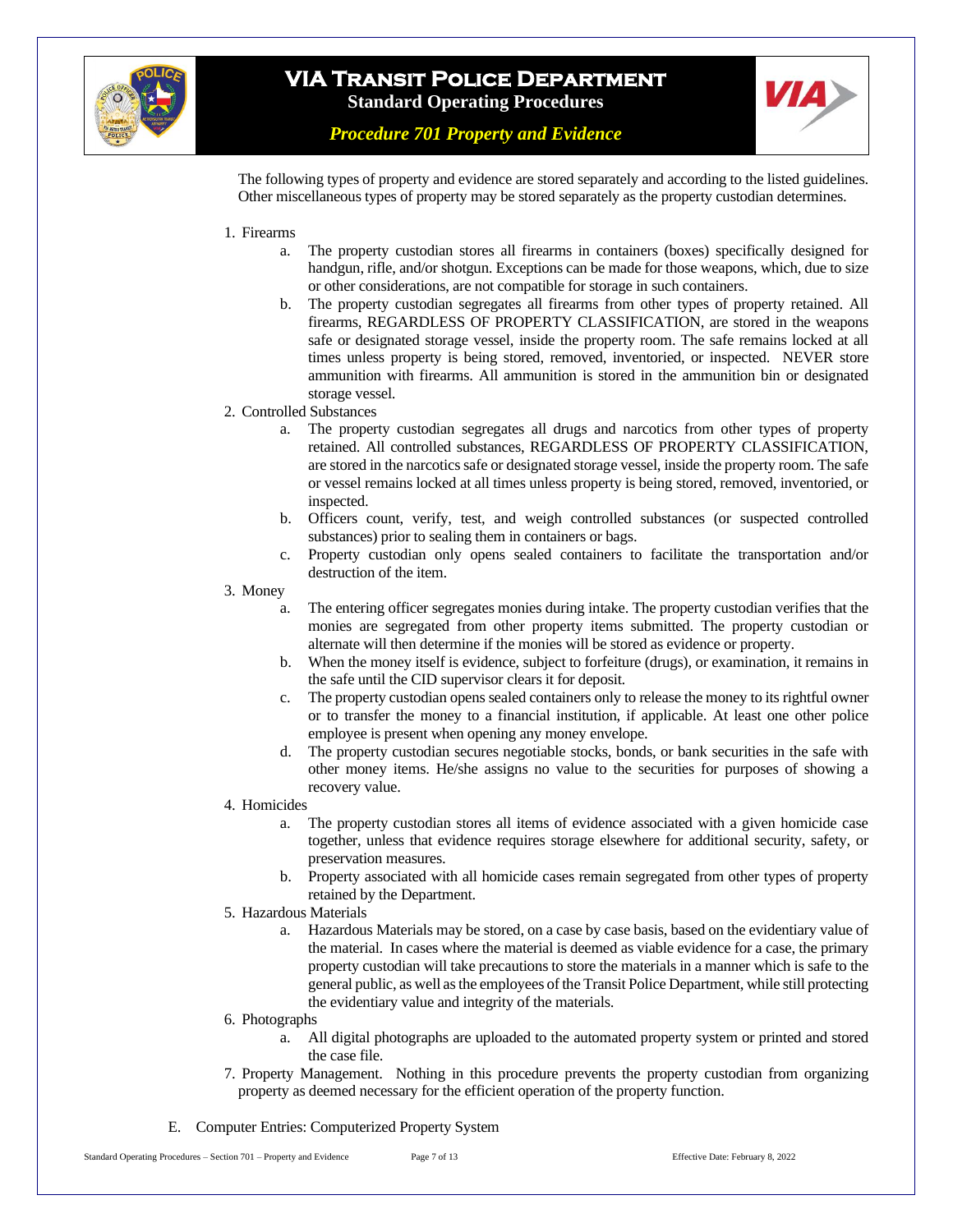The following types of property and evidence are stored separately and according to the listed guidelines. Other miscellaneous types of property may be stored separately as the property custodian determines.

1. Firearms
   a. The property custodian stores all firearms in containers (boxes) specifically designed for handgun, rifle, and/or shotgun. Exceptions can be made for those weapons, which, due to size or other considerations, are not compatible for storage in such containers.
   b. The property custodian segregates all firearms from other types of property retained. All firearms, REGARDLESS OF PROPERTY CLASSIFICATION, are stored in the weapons safe or designated storage vessel, inside the property room. The safe remains locked at all times unless property is being stored, removed, inventoried, or inspected. NEVER store ammunition with firearms. All ammunition is stored in the ammunition bin or designated storage vessel.
2. Controlled Substances
   a. The property custodian segregates all drugs and narcotics from other types of property retained. All controlled substances, REGARDLESS OF PROPERTY CLASSIFICATION, are stored in the narcotics safe or designated storage vessel, inside the property room. The safe or vessel remains locked at all times unless property is being stored, removed, inventoried, or inspected.
   b. Officers count, verify, test, and weigh controlled substances (or suspected controlled substances) prior to sealing them in containers or bags.
   c. Property custodian only opens sealed containers to facilitate the transportation and/or destruction of the item.
3. Money
   a. The entering officer segregates monies during intake. The property custodian verifies that the monies are segregated from other property items submitted. The property custodian or alternate will then determine if the monies will be stored as evidence or property.
   b. When the money itself is evidence, subject to forfeiture (drugs), or examination, it remains in the safe until the CID supervisor clears it for deposit.
   c. The property custodian opens sealed containers only to release the money to its rightful owner or to transfer the money to a financial institution, if applicable. At least one other police employee is present when opening any money envelope.
   d. The property custodian secures negotiable stocks, bonds, or bank securities in the safe with other money items. He/she assigns no value to the securities for purposes of showing a recovery value.
4. Homicides
   a. The property custodian stores all items of evidence associated with a given homicide case together, unless that evidence requires storage elsewhere for additional security, safety, or preservation measures.
   b. Property associated with all homicide cases remain segregated from other types of property retained by the Department.
5. Hazardous Materials
   a. Hazardous Materials may be stored, on a case by case basis, based on the evidentiary value of the material. In cases where the material is deemed as viable evidence for a case, the primary property custodian will take precautions to store the materials in a manner which is safe to the general public, as well as the employees of the Transit Police Department, while still protecting the evidentiary value and integrity of the materials.
6. Photographs
   a. All digital photographs are uploaded to the automated property system or printed and stored the case file.
7. Property Management. Nothing in this procedure prevents the property custodian from organizing property as deemed necessary for the efficient operation of the property function.

E. Computer Entries: Computerized Property System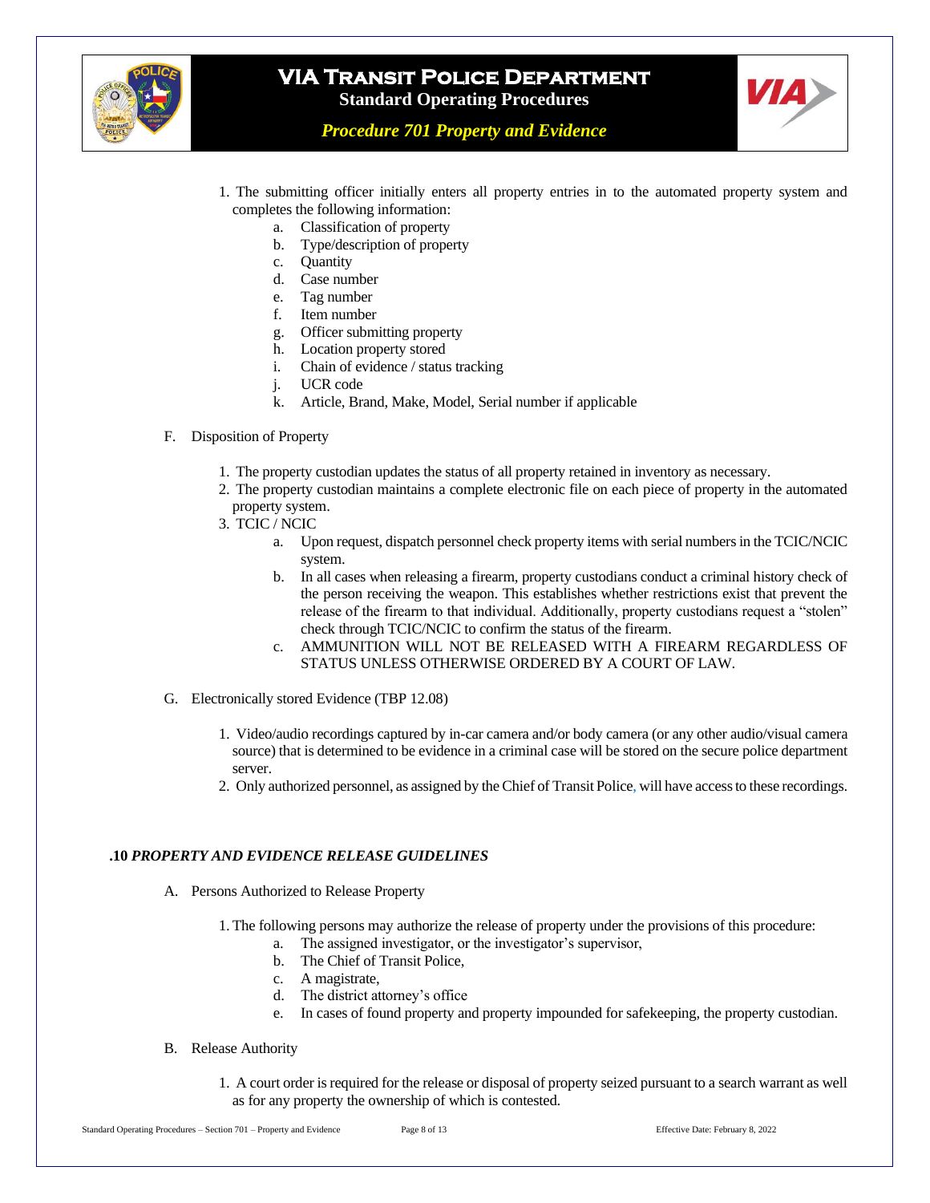1. The submitting officer initially enters all property entries in to the automated property system and completes the following information:
   a. Classification of property
   b. Type/description of property
   c. Quantity
   d. Case number
   e. Tag number
   f. Item number
   g. Officer submitting property
   h. Location property stored
   i. Chain of evidence / status tracking
   j. UCR code
   k. Article, Brand, Make, Model, Serial number if applicable

F. Disposition of Property

1. The property custodian updates the status of all property retained in inventory as necessary.
2. The property custodian maintains a complete electronic file on each piece of property in the automated property system.
3. TCIC / NCIC
   a. Upon request, dispatch personnel check property items with serial numbers in the TCIC/NCIC system.
   b. In all cases when releasing a firearm, property custodians conduct a criminal history check of the person receiving the weapon. This establishes whether restrictions exist that prevent the release of the firearm to that individual. Additionally, property custodians request a "stolen" check through TCIC/NCIC to confirm the status of the firearm.
   c. AMMUNITION WILL NOT BE RELEASED WITH A FIREARM REGARDLESS OF STATUS UNLESS OTHERWISE ORDERED BY A COURT OF LAW.

G. Electronically stored Evidence (TBP 12.08)

1. Video/audio recordings captured by in-car camera and/or body camera (or any other audio/visual camera source) that is determined to be evidence in a criminal case will be stored on the secure police department server.
2. Only authorized personnel, as assigned by the Chief of Transit Police, will have access to these recordings.

## .10 *PROPERTY AND EVIDENCE RELEASE GUIDELINES*

A. Persons Authorized to Release Property

1. The following persons may authorize the release of property under the provisions of this procedure:
   a. The assigned investigator, or the investigator's supervisor,
   b. The Chief of Transit Police,
   c. A magistrate,
   d. The district attorney's office
   e. In cases of found property and property impounded for safekeeping, the property custodian.

B. Release Authority

1. A court order is required for the release or disposal of property seized pursuant to a search warrant as well as for any property the ownership of which is contested.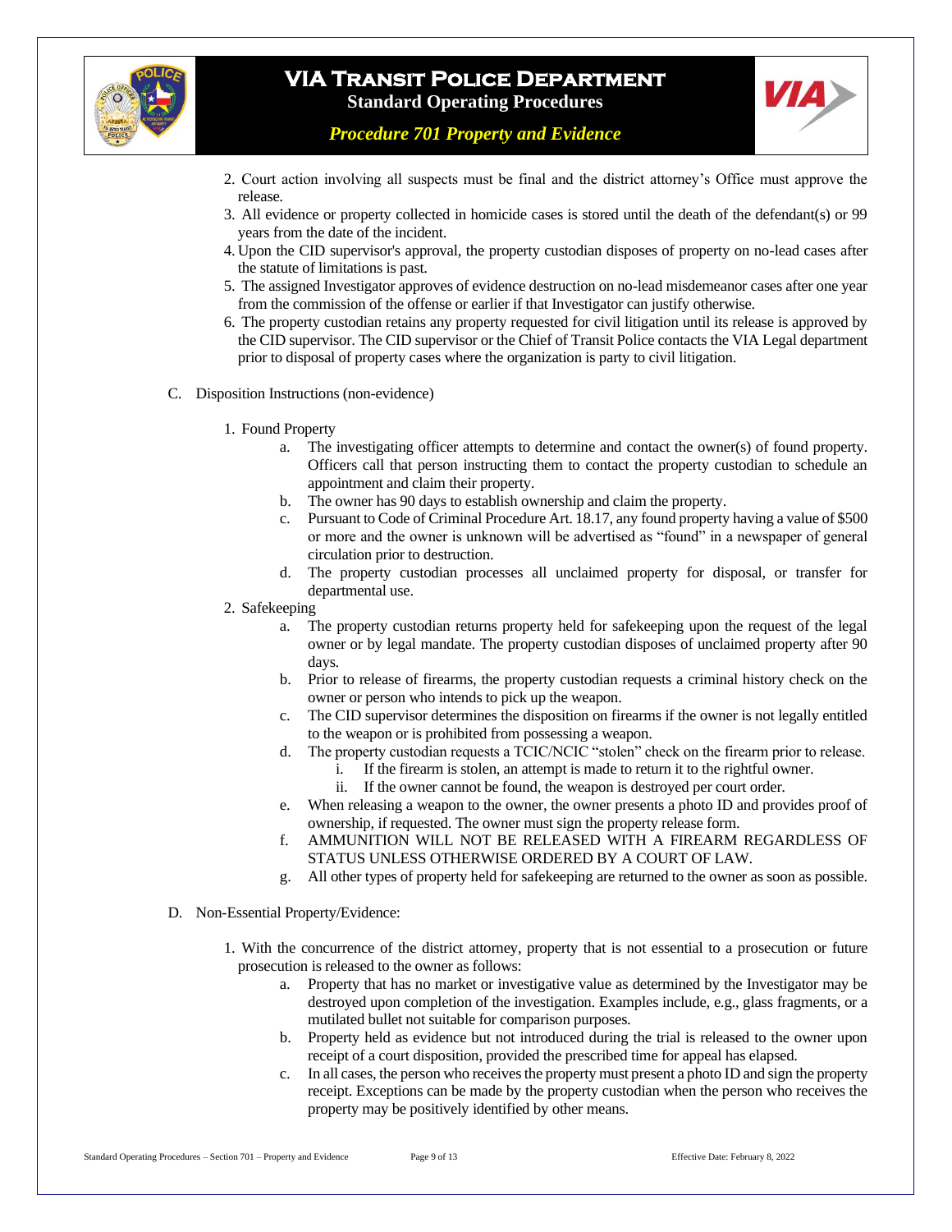2. Court action involving all suspects must be final and the district attorney's Office must approve the release.
3. All evidence or property collected in homicide cases is stored until the death of the defendant(s) or 99 years from the date of the incident.
4. Upon the CID supervisor's approval, the property custodian disposes of property on no-lead cases after the statute of limitations is past.
5. The assigned Investigator approves of evidence destruction on no-lead misdemeanor cases after one year from the commission of the offense or earlier if that Investigator can justify otherwise.
6. The property custodian retains any property requested for civil litigation until its release is approved by the CID supervisor. The CID supervisor or the Chief of Transit Police contacts the VIA Legal department prior to disposal of property cases where the organization is party to civil litigation.

C. Disposition Instructions (non-evidence)

1. Found Property
   a. The investigating officer attempts to determine and contact the owner(s) of found property. Officers call that person instructing them to contact the property custodian to schedule an appointment and claim their property.
   b. The owner has 90 days to establish ownership and claim the property.
   c. Pursuant to Code of Criminal Procedure Art. 18.17, any found property having a value of $500 or more and the owner is unknown will be advertised as "found" in a newspaper of general circulation prior to destruction.
   d. The property custodian processes all unclaimed property for disposal, or transfer for departmental use.
2. Safekeeping
   a. The property custodian returns property held for safekeeping upon the request of the legal owner or by legal mandate. The property custodian disposes of unclaimed property after 90 days.
   b. Prior to release of firearms, the property custodian requests a criminal history check on the owner or person who intends to pick up the weapon.
   c. The CID supervisor determines the disposition on firearms if the owner is not legally entitled to the weapon or is prohibited from possessing a weapon.
   d. The property custodian requests a TCIC/NCIC "stolen" check on the firearm prior to release.
      i. If the firearm is stolen, an attempt is made to return it to the rightful owner.
      ii. If the owner cannot be found, the weapon is destroyed per court order.
   e. When releasing a weapon to the owner, the owner presents a photo ID and provides proof of ownership, if requested. The owner must sign the property release form.
   f. AMMUNITION WILL NOT BE RELEASED WITH A FIREARM REGARDLESS OF STATUS UNLESS OTHERWISE ORDERED BY A COURT OF LAW.
   g. All other types of property held for safekeeping are returned to the owner as soon as possible.

D. Non-Essential Property/Evidence:

1. With the concurrence of the district attorney, property that is not essential to a prosecution or future prosecution is released to the owner as follows:
   a. Property that has no market or investigative value as determined by the Investigator may be destroyed upon completion of the investigation. Examples include, e.g., glass fragments, or a mutilated bullet not suitable for comparison purposes.
   b. Property held as evidence but not introduced during the trial is released to the owner upon receipt of a court disposition, provided the prescribed time for appeal has elapsed.
   c. In all cases, the person who receives the property must present a photo ID and sign the property receipt. Exceptions can be made by the property custodian when the person who receives the property may be positively identified by other means.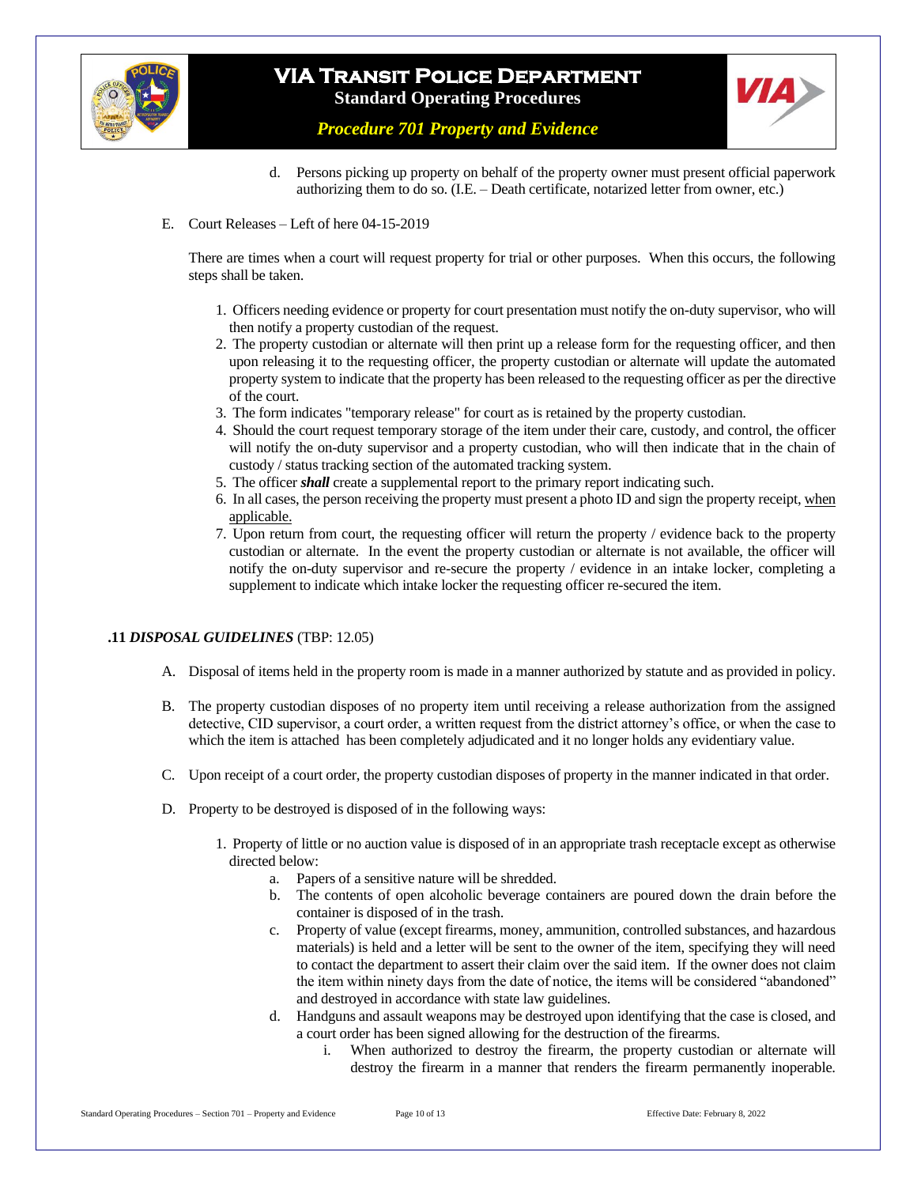d. Persons picking up property on behalf of the property owner must present official paperwork authorizing them to do so. (I.E. – Death certificate, notarized letter from owner, etc.)

E. Court Releases – Left of here 04-15-2019

There are times when a court will request property for trial or other purposes. When this occurs, the following steps shall be taken.

1. Officers needing evidence or property for court presentation must notify the on-duty supervisor, who will then notify a property custodian of the request.
2. The property custodian or alternate will then print up a release form for the requesting officer, and then upon releasing it to the requesting officer, the property custodian or alternate will update the automated property system to indicate that the property has been released to the requesting officer as per the directive of the court.
3. The form indicates "temporary release" for court as is retained by the property custodian.
4. Should the court request temporary storage of the item under their care, custody, and control, the officer will notify the on-duty supervisor and a property custodian, who will then indicate that in the chain of custody / status tracking section of the automated tracking system.
5. The officer ***shall*** create a supplemental report to the primary report indicating such.
6. In all cases, the person receiving the property must present a photo ID and sign the property receipt, <u>when applicable.</u>
7. Upon return from court, the requesting officer will return the property / evidence back to the property custodian or alternate. In the event the property custodian or alternate is not available, the officer will notify the on-duty supervisor and re-secure the property / evidence in an intake locker, completing a supplement to indicate which intake locker the requesting officer re-secured the item.

**.11** ***DISPOSAL GUIDELINES*** (TBP: 12.05)

A. Disposal of items held in the property room is made in a manner authorized by statute and as provided in policy.

B. The property custodian disposes of no property item until receiving a release authorization from the assigned detective, CID supervisor, a court order, a written request from the district attorney's office, or when the case to which the item is attached has been completely adjudicated and it no longer holds any evidentiary value.

C. Upon receipt of a court order, the property custodian disposes of property in the manner indicated in that order.

D. Property to be destroyed is disposed of in the following ways:

1. Property of little or no auction value is disposed of in an appropriate trash receptacle except as otherwise directed below:
   a. Papers of a sensitive nature will be shredded.
   b. The contents of open alcoholic beverage containers are poured down the drain before the container is disposed of in the trash.
   c. Property of value (except firearms, money, ammunition, controlled substances, and hazardous materials) is held and a letter will be sent to the owner of the item, specifying they will need to contact the department to assert their claim over the said item. If the owner does not claim the item within ninety days from the date of notice, the items will be considered "abandoned" and destroyed in accordance with state law guidelines.
   d. Handguns and assault weapons may be destroyed upon identifying that the case is closed, and a court order has been signed allowing for the destruction of the firearms.
      i. When authorized to destroy the firearm, the property custodian or alternate will destroy the firearm in a manner that renders the firearm permanently inoperable.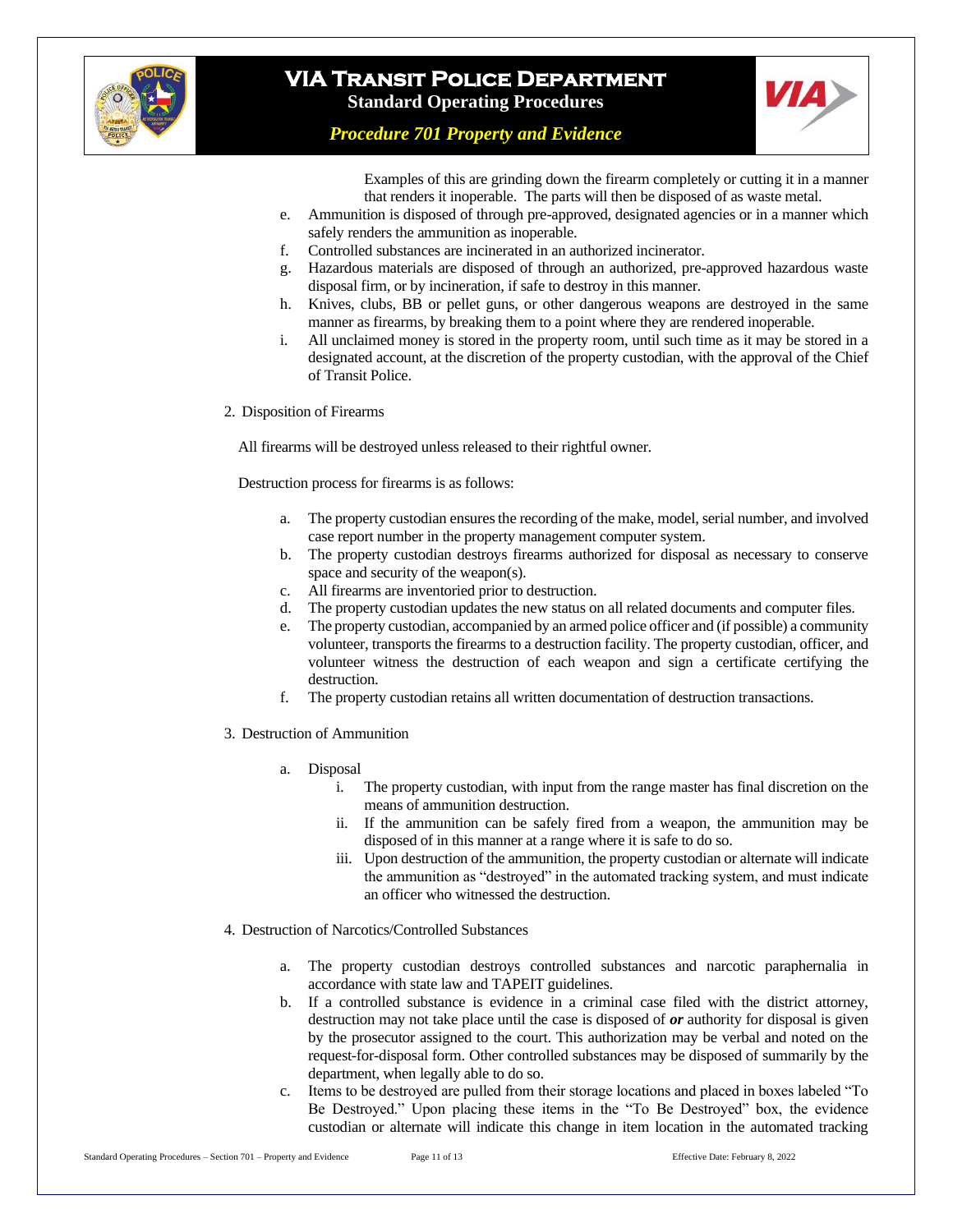Examples of this are grinding down the firearm completely or cutting it in a manner that renders it inoperable. The parts will then be disposed of as waste metal.

e. Ammunition is disposed of through pre-approved, designated agencies or in a manner which safely renders the ammunition as inoperable.
f. Controlled substances are incinerated in an authorized incinerator.
g. Hazardous materials are disposed of through an authorized, pre-approved hazardous waste disposal firm, or by incineration, if safe to destroy in this manner.
h. Knives, clubs, BB or pellet guns, or other dangerous weapons are destroyed in the same manner as firearms, by breaking them to a point where they are rendered inoperable.
i. All unclaimed money is stored in the property room, until such time as it may be stored in a designated account, at the discretion of the property custodian, with the approval of the Chief of Transit Police.

2. Disposition of Firearms

All firearms will be destroyed unless released to their rightful owner.

Destruction process for firearms is as follows:

a. The property custodian ensures the recording of the make, model, serial number, and involved case report number in the property management computer system.
b. The property custodian destroys firearms authorized for disposal as necessary to conserve space and security of the weapon(s).
c. All firearms are inventoried prior to destruction.
d. The property custodian updates the new status on all related documents and computer files.
e. The property custodian, accompanied by an armed police officer and (if possible) a community volunteer, transports the firearms to a destruction facility. The property custodian, officer, and volunteer witness the destruction of each weapon and sign a certificate certifying the destruction.
f. The property custodian retains all written documentation of destruction transactions.

3. Destruction of Ammunition

a. Disposal
   i. The property custodian, with input from the range master has final discretion on the means of ammunition destruction.
   ii. If the ammunition can be safely fired from a weapon, the ammunition may be disposed of in this manner at a range where it is safe to do so.
   iii. Upon destruction of the ammunition, the property custodian or alternate will indicate the ammunition as "destroyed" in the automated tracking system, and must indicate an officer who witnessed the destruction.

4. Destruction of Narcotics/Controlled Substances

a. The property custodian destroys controlled substances and narcotic paraphernalia in accordance with state law and TAPEIT guidelines.
b. If a controlled substance is evidence in a criminal case filed with the district attorney, destruction may not take place until the case is disposed of ***or*** authority for disposal is given by the prosecutor assigned to the court. This authorization may be verbal and noted on the request-for-disposal form. Other controlled substances may be disposed of summarily by the department, when legally able to do so.
c. Items to be destroyed are pulled from their storage locations and placed in boxes labeled "To Be Destroyed." Upon placing these items in the "To Be Destroyed" box, the evidence custodian or alternate will indicate this change in item location in the automated tracking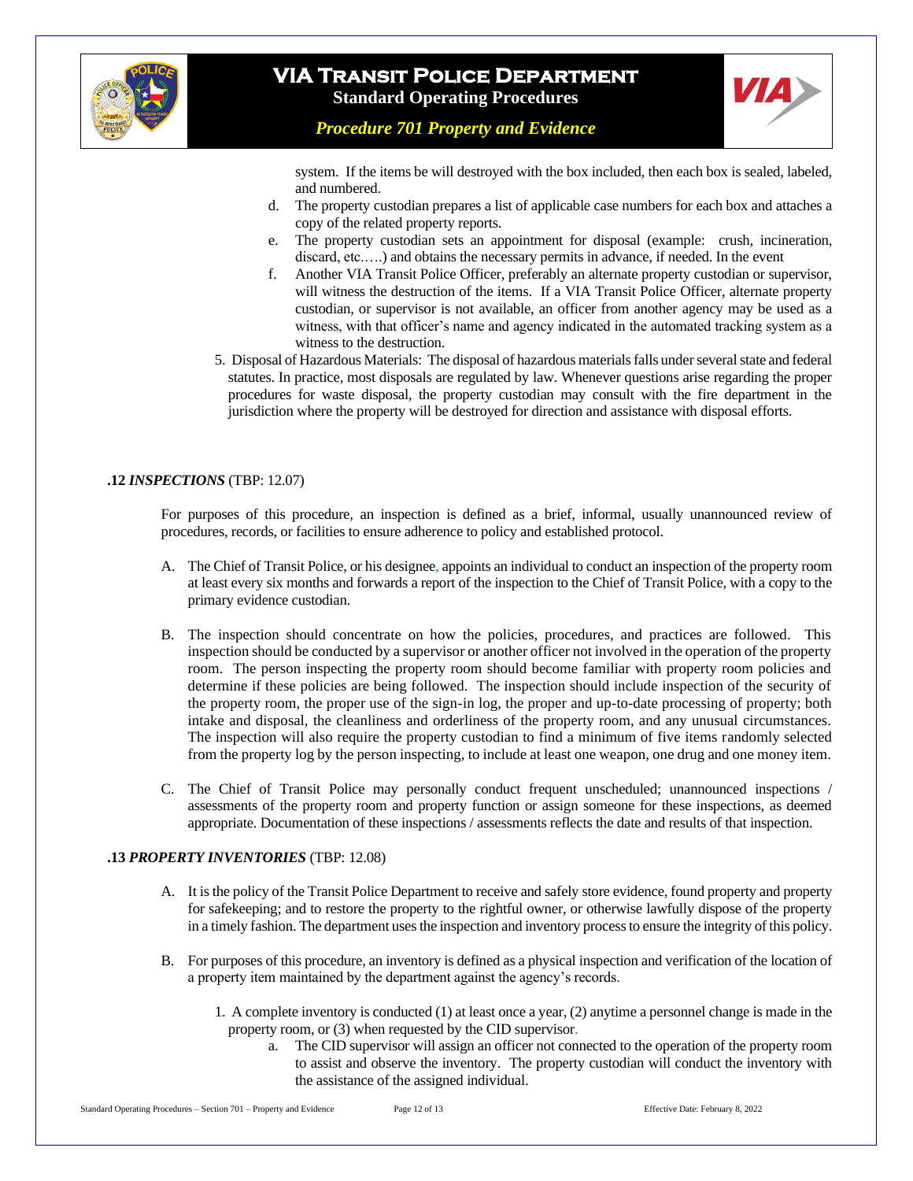system. If the items be will destroyed with the box included, then each box is sealed, labeled, and numbered.

d. The property custodian prepares a list of applicable case numbers for each box and attaches a copy of the related property reports.

e. The property custodian sets an appointment for disposal (example: crush, incineration, discard, etc.….) and obtains the necessary permits in advance, if needed. In the event

f. Another VIA Transit Police Officer, preferably an alternate property custodian or supervisor, will witness the destruction of the items. If a VIA Transit Police Officer, alternate property custodian, or supervisor is not available, an officer from another agency may be used as a witness, with that officer's name and agency indicated in the automated tracking system as a witness to the destruction.

5. Disposal of Hazardous Materials: The disposal of hazardous materials falls under several state and federal statutes. In practice, most disposals are regulated by law. Whenever questions arise regarding the proper procedures for waste disposal, the property custodian may consult with the fire department in the jurisdiction where the property will be destroyed for direction and assistance with disposal efforts.

**.12 *INSPECTIONS*** (TBP: 12.07)

For purposes of this procedure, an inspection is defined as a brief, informal, usually unannounced review of procedures, records, or facilities to ensure adherence to policy and established protocol.

A. The Chief of Transit Police, or his designee, appoints an individual to conduct an inspection of the property room at least every six months and forwards a report of the inspection to the Chief of Transit Police, with a copy to the primary evidence custodian.

B. The inspection should concentrate on how the policies, procedures, and practices are followed. This inspection should be conducted by a supervisor or another officer not involved in the operation of the property room. The person inspecting the property room should become familiar with property room policies and determine if these policies are being followed. The inspection should include inspection of the security of the property room, the proper use of the sign-in log, the proper and up-to-date processing of property; both intake and disposal, the cleanliness and orderliness of the property room, and any unusual circumstances. The inspection will also require the property custodian to find a minimum of five items randomly selected from the property log by the person inspecting, to include at least one weapon, one drug and one money item.

C. The Chief of Transit Police may personally conduct frequent unscheduled; unannounced inspections / assessments of the property room and property function or assign someone for these inspections, as deemed appropriate. Documentation of these inspections / assessments reflects the date and results of that inspection.

**.13 *PROPERTY INVENTORIES*** (TBP: 12.08)

A. It is the policy of the Transit Police Department to receive and safely store evidence, found property and property for safekeeping; and to restore the property to the rightful owner, or otherwise lawfully dispose of the property in a timely fashion. The department uses the inspection and inventory process to ensure the integrity of this policy.

B. For purposes of this procedure, an inventory is defined as a physical inspection and verification of the location of a property item maintained by the department against the agency's records.

1. A complete inventory is conducted (1) at least once a year, (2) anytime a personnel change is made in the property room, or (3) when requested by the CID supervisor.

   a. The CID supervisor will assign an officer not connected to the operation of the property room to assist and observe the inventory. The property custodian will conduct the inventory with the assistance of the assigned individual.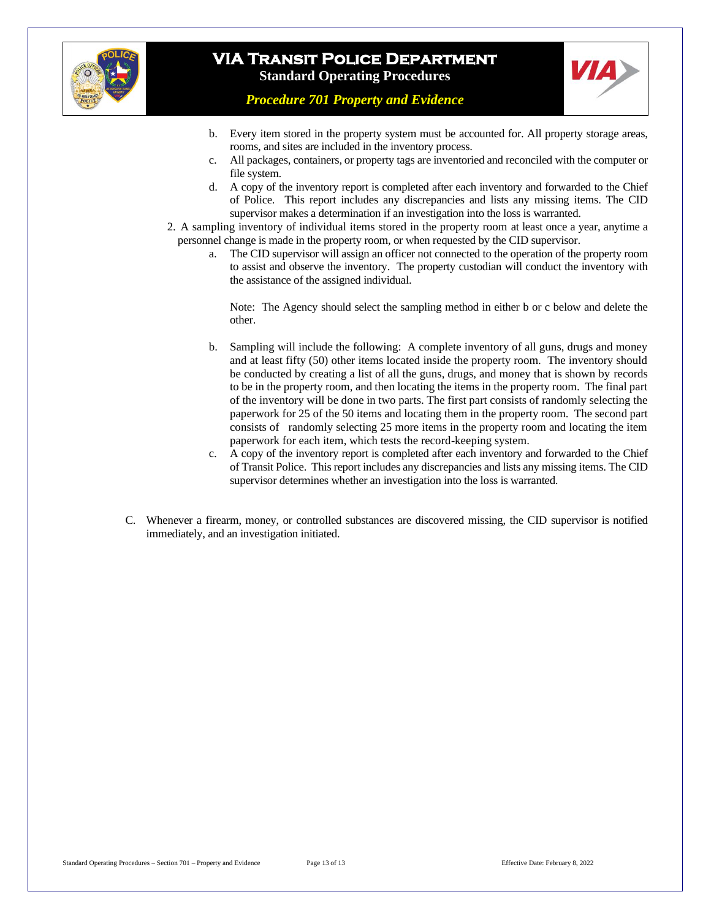b. Every item stored in the property system must be accounted for. All property storage areas, rooms, and sites are included in the inventory process.

c. All packages, containers, or property tags are inventoried and reconciled with the computer or file system.

d. A copy of the inventory report is completed after each inventory and forwarded to the Chief of Police. This report includes any discrepancies and lists any missing items. The CID supervisor makes a determination if an investigation into the loss is warranted.

2. A sampling inventory of individual items stored in the property room at least once a year, anytime a personnel change is made in the property room, or when requested by the CID supervisor.

   a. The CID supervisor will assign an officer not connected to the operation of the property room to assist and observe the inventory. The property custodian will conduct the inventory with the assistance of the assigned individual.

      Note: The Agency should select the sampling method in either b or c below and delete the other.

   b. Sampling will include the following: A complete inventory of all guns, drugs and money and at least fifty (50) other items located inside the property room. The inventory should be conducted by creating a list of all the guns, drugs, and money that is shown by records to be in the property room, and then locating the items in the property room. The final part of the inventory will be done in two parts. The first part consists of randomly selecting the paperwork for 25 of the 50 items and locating them in the property room. The second part consists of randomly selecting 25 more items in the property room and locating the item paperwork for each item, which tests the record-keeping system.

   c. A copy of the inventory report is completed after each inventory and forwarded to the Chief of Transit Police. This report includes any discrepancies and lists any missing items. The CID supervisor determines whether an investigation into the loss is warranted.

C. Whenever a firearm, money, or controlled substances are discovered missing, the CID supervisor is notified immediately, and an investigation initiated.